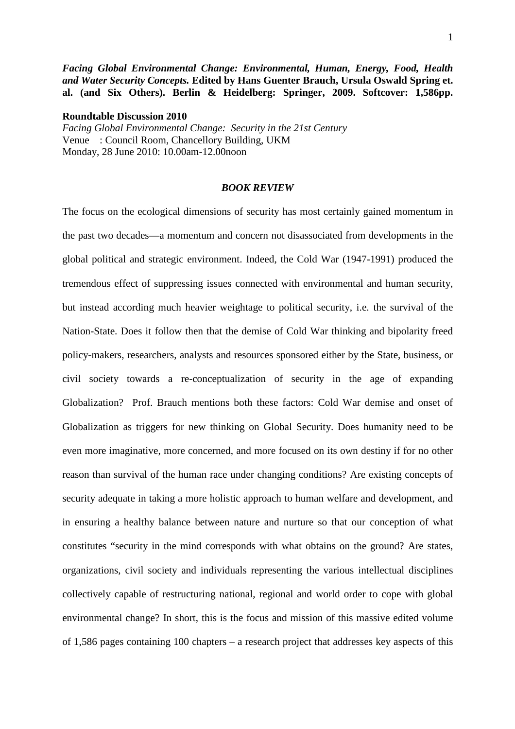***Facing Global Environmental Change: Environmental, Human, Energy, Food, Health and Water Security Concepts.*** **Edited by Hans Guenter Brauch, Ursula Oswald Spring et. al. (and Six Others). Berlin & Heidelberg: Springer, 2009. Softcover: 1,586pp.**

**Roundtable Discussion 2010**
*Facing Global Environmental Change: Security in the 21st Century*
Venue : Council Room, Chancellory Building, UKM
Monday, 28 June 2010: 10.00am-12.00noon

## *BOOK REVIEW*

The focus on the ecological dimensions of security has most certainly gained momentum in the past two decades—a momentum and concern not disassociated from developments in the global political and strategic environment. Indeed, the Cold War (1947-1991) produced the tremendous effect of suppressing issues connected with environmental and human security, but instead according much heavier weightage to political security, i.e. the survival of the Nation-State. Does it follow then that the demise of Cold War thinking and bipolarity freed policy-makers, researchers, analysts and resources sponsored either by the State, business, or civil society towards a re-conceptualization of security in the age of expanding Globalization? Prof. Brauch mentions both these factors: Cold War demise and onset of Globalization as triggers for new thinking on Global Security. Does humanity need to be even more imaginative, more concerned, and more focused on its own destiny if for no other reason than survival of the human race under changing conditions? Are existing concepts of security adequate in taking a more holistic approach to human welfare and development, and in ensuring a healthy balance between nature and nurture so that our conception of what constitutes "security in the mind corresponds with what obtains on the ground? Are states, organizations, civil society and individuals representing the various intellectual disciplines collectively capable of restructuring national, regional and world order to cope with global environmental change? In short, this is the focus and mission of this massive edited volume of 1,586 pages containing 100 chapters – a research project that addresses key aspects of this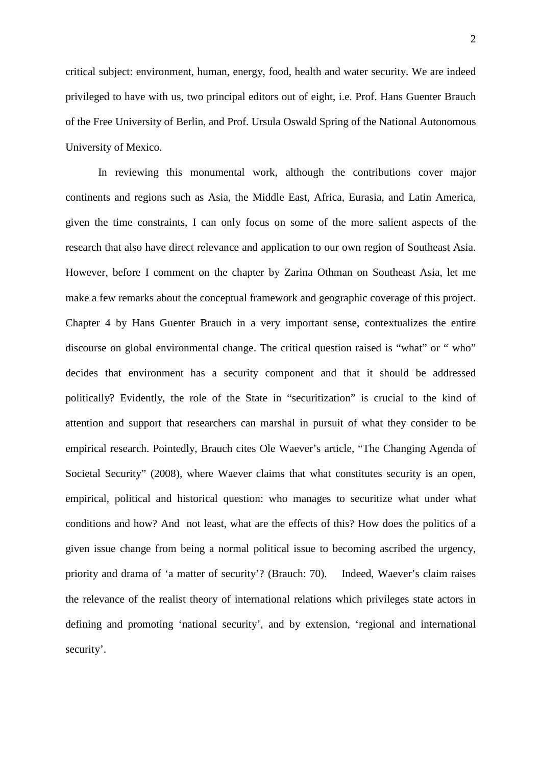critical subject: environment, human, energy, food, health and water security. We are indeed privileged to have with us, two principal editors out of eight, i.e. Prof. Hans Guenter Brauch of the Free University of Berlin, and Prof. Ursula Oswald Spring of the National Autonomous University of Mexico.

In reviewing this monumental work, although the contributions cover major continents and regions such as Asia, the Middle East, Africa, Eurasia, and Latin America, given the time constraints, I can only focus on some of the more salient aspects of the research that also have direct relevance and application to our own region of Southeast Asia. However, before I comment on the chapter by Zarina Othman on Southeast Asia, let me make a few remarks about the conceptual framework and geographic coverage of this project. Chapter 4 by Hans Guenter Brauch in a very important sense, contextualizes the entire discourse on global environmental change. The critical question raised is "what" or " who" decides that environment has a security component and that it should be addressed politically? Evidently, the role of the State in "securitization" is crucial to the kind of attention and support that researchers can marshal in pursuit of what they consider to be empirical research. Pointedly, Brauch cites Ole Waever's article, "The Changing Agenda of Societal Security" (2008), where Waever claims that what constitutes security is an open, empirical, political and historical question: who manages to securitize what under what conditions and how? And not least, what are the effects of this? How does the politics of a given issue change from being a normal political issue to becoming ascribed the urgency, priority and drama of 'a matter of security'? (Brauch: 70). Indeed, Waever's claim raises the relevance of the realist theory of international relations which privileges state actors in defining and promoting 'national security', and by extension, 'regional and international security'.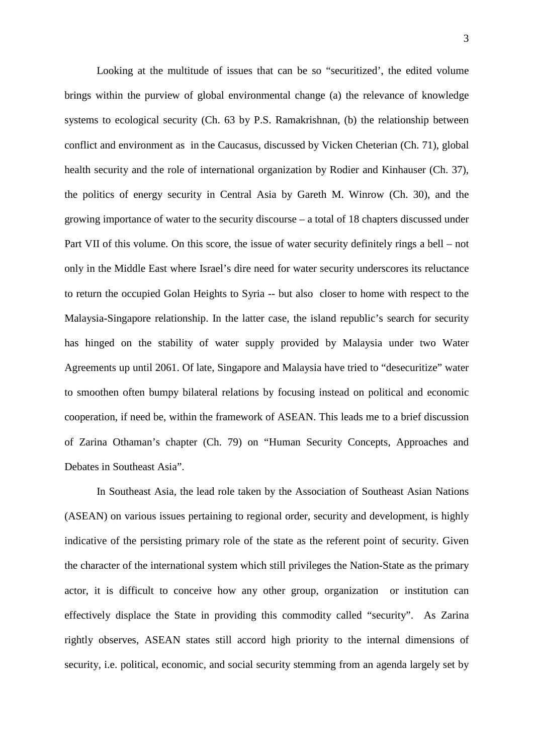Looking at the multitude of issues that can be so "securitized', the edited volume brings within the purview of global environmental change (a) the relevance of knowledge systems to ecological security (Ch. 63 by P.S. Ramakrishnan, (b) the relationship between conflict and environment as in the Caucasus, discussed by Vicken Cheterian (Ch. 71), global health security and the role of international organization by Rodier and Kinhauser (Ch. 37), the politics of energy security in Central Asia by Gareth M. Winrow (Ch. 30), and the growing importance of water to the security discourse – a total of 18 chapters discussed under Part VII of this volume. On this score, the issue of water security definitely rings a bell – not only in the Middle East where Israel's dire need for water security underscores its reluctance to return the occupied Golan Heights to Syria -- but also closer to home with respect to the Malaysia-Singapore relationship. In the latter case, the island republic's search for security has hinged on the stability of water supply provided by Malaysia under two Water Agreements up until 2061. Of late, Singapore and Malaysia have tried to "desecuritize" water to smoothen often bumpy bilateral relations by focusing instead on political and economic cooperation, if need be, within the framework of ASEAN. This leads me to a brief discussion of Zarina Othaman's chapter (Ch. 79) on "Human Security Concepts, Approaches and Debates in Southeast Asia".

In Southeast Asia, the lead role taken by the Association of Southeast Asian Nations (ASEAN) on various issues pertaining to regional order, security and development, is highly indicative of the persisting primary role of the state as the referent point of security. Given the character of the international system which still privileges the Nation-State as the primary actor, it is difficult to conceive how any other group, organization or institution can effectively displace the State in providing this commodity called "security". As Zarina rightly observes, ASEAN states still accord high priority to the internal dimensions of security, i.e. political, economic, and social security stemming from an agenda largely set by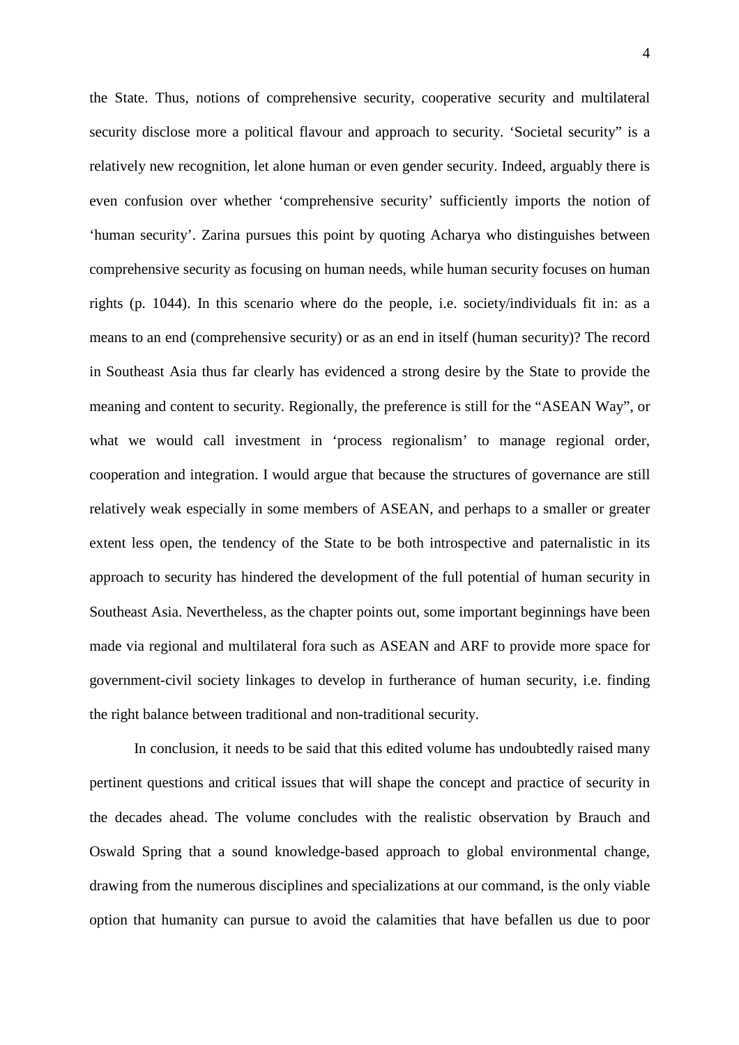the State. Thus, notions of comprehensive security, cooperative security and multilateral security disclose more a political flavour and approach to security. 'Societal security" is a relatively new recognition, let alone human or even gender security. Indeed, arguably there is even confusion over whether 'comprehensive security' sufficiently imports the notion of 'human security'. Zarina pursues this point by quoting Acharya who distinguishes between comprehensive security as focusing on human needs, while human security focuses on human rights (p. 1044). In this scenario where do the people, i.e. society/individuals fit in: as a means to an end (comprehensive security) or as an end in itself (human security)? The record in Southeast Asia thus far clearly has evidenced a strong desire by the State to provide the meaning and content to security. Regionally, the preference is still for the "ASEAN Way", or what we would call investment in 'process regionalism' to manage regional order, cooperation and integration. I would argue that because the structures of governance are still relatively weak especially in some members of ASEAN, and perhaps to a smaller or greater extent less open, the tendency of the State to be both introspective and paternalistic in its approach to security has hindered the development of the full potential of human security in Southeast Asia. Nevertheless, as the chapter points out, some important beginnings have been made via regional and multilateral fora such as ASEAN and ARF to provide more space for government-civil society linkages to develop in furtherance of human security, i.e. finding the right balance between traditional and non-traditional security.

In conclusion, it needs to be said that this edited volume has undoubtedly raised many pertinent questions and critical issues that will shape the concept and practice of security in the decades ahead. The volume concludes with the realistic observation by Brauch and Oswald Spring that a sound knowledge-based approach to global environmental change, drawing from the numerous disciplines and specializations at our command, is the only viable option that humanity can pursue to avoid the calamities that have befallen us due to poor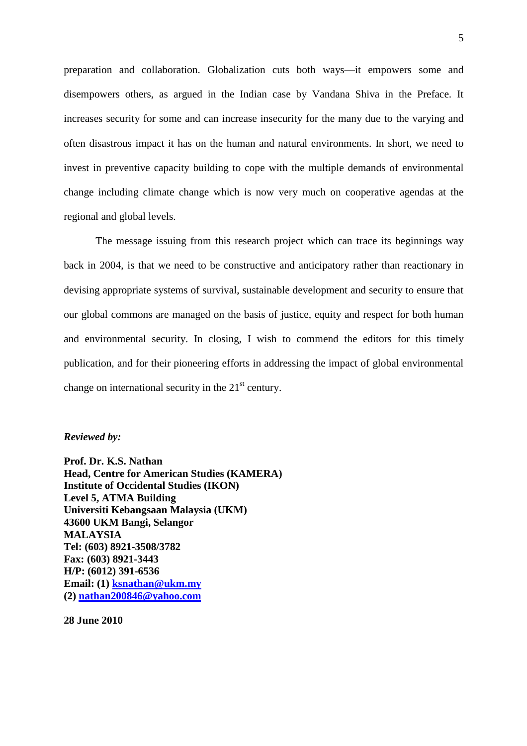preparation and collaboration. Globalization cuts both ways—it empowers some and disempowers others, as argued in the Indian case by Vandana Shiva in the Preface. It increases security for some and can increase insecurity for the many due to the varying and often disastrous impact it has on the human and natural environments. In short, we need to invest in preventive capacity building to cope with the multiple demands of environmental change including climate change which is now very much on cooperative agendas at the regional and global levels.

The message issuing from this research project which can trace its beginnings way back in 2004, is that we need to be constructive and anticipatory rather than reactionary in devising appropriate systems of survival, sustainable development and security to ensure that our global commons are managed on the basis of justice, equity and respect for both human and environmental security. In closing, I wish to commend the editors for this timely publication, and for their pioneering efforts in addressing the impact of global environmental change on international security in the 21st century.

***Reviewed by:***

**Prof. Dr. K.S. Nathan**
**Head, Centre for American Studies (KAMERA)**
**Institute of Occidental Studies (IKON)**
**Level 5, ATMA Building**
**Universiti Kebangsaan Malaysia (UKM)**
**43600 UKM Bangi, Selangor**
**MALAYSIA**
**Tel: (603) 8921-3508/3782**
**Fax: (603) 8921-3443**
**H/P: (6012) 391-6536**
**Email: (1) ksnathan@ukm.my**
**(2) nathan200846@yahoo.com**

**28 June 2010**